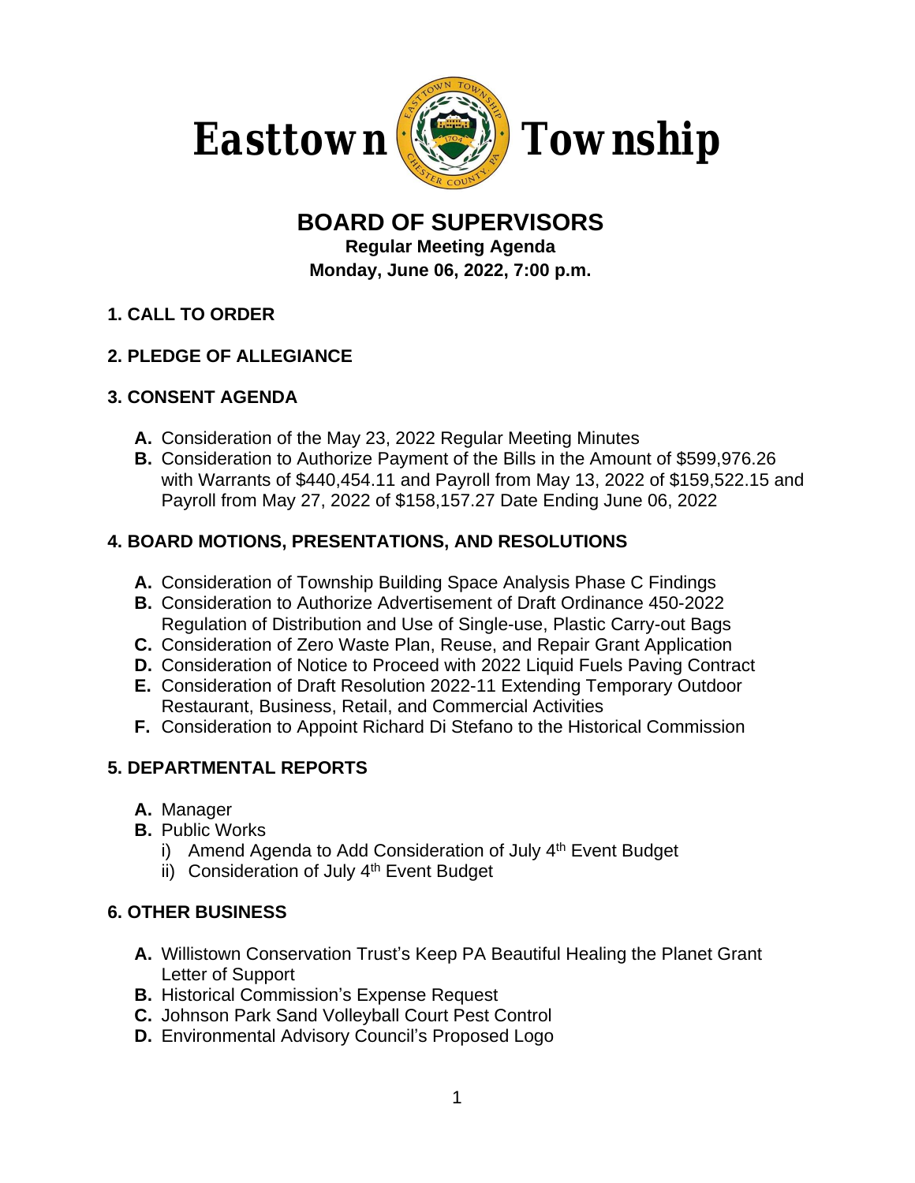# Easttown Township

## BOARD OF SUPERVISORS

**Regular Meeting Agenda**

**Monday, June 06, 2022, 7:00 p.m.**

### 1. CALL TO ORDER

### 2. PLEDGE OF ALLEGIANCE

### 3. CONSENT AGENDA

- **A.** Consideration of the May 23, 2022 Regular Meeting Minutes
- **B.** Consideration to Authorize Payment of the Bills in the Amount of $599,976.26 with Warrants of $440,454.11 and Payroll from May 13, 2022 of $159,522.15 and Payroll from May 27, 2022 of $158,157.27 Date Ending June 06, 2022

### 4. BOARD MOTIONS, PRESENTATIONS, AND RESOLUTIONS

- **A.** Consideration of Township Building Space Analysis Phase C Findings
- **B.** Consideration to Authorize Advertisement of Draft Ordinance 450-2022 Regulation of Distribution and Use of Single-use, Plastic Carry-out Bags
- **C.** Consideration of Zero Waste Plan, Reuse, and Repair Grant Application
- **D.** Consideration of Notice to Proceed with 2022 Liquid Fuels Paving Contract
- **E.** Consideration of Draft Resolution 2022-11 Extending Temporary Outdoor Restaurant, Business, Retail, and Commercial Activities
- **F.** Consideration to Appoint Richard Di Stefano to the Historical Commission

### 5. DEPARTMENTAL REPORTS

- **A.** Manager
- **B.** Public Works
  - i) Amend Agenda to Add Consideration of July 4th Event Budget
  - ii) Consideration of July 4th Event Budget

### 6. OTHER BUSINESS

- **A.** Willistown Conservation Trust's Keep PA Beautiful Healing the Planet Grant Letter of Support
- **B.** Historical Commission's Expense Request
- **C.** Johnson Park Sand Volleyball Court Pest Control
- **D.** Environmental Advisory Council's Proposed Logo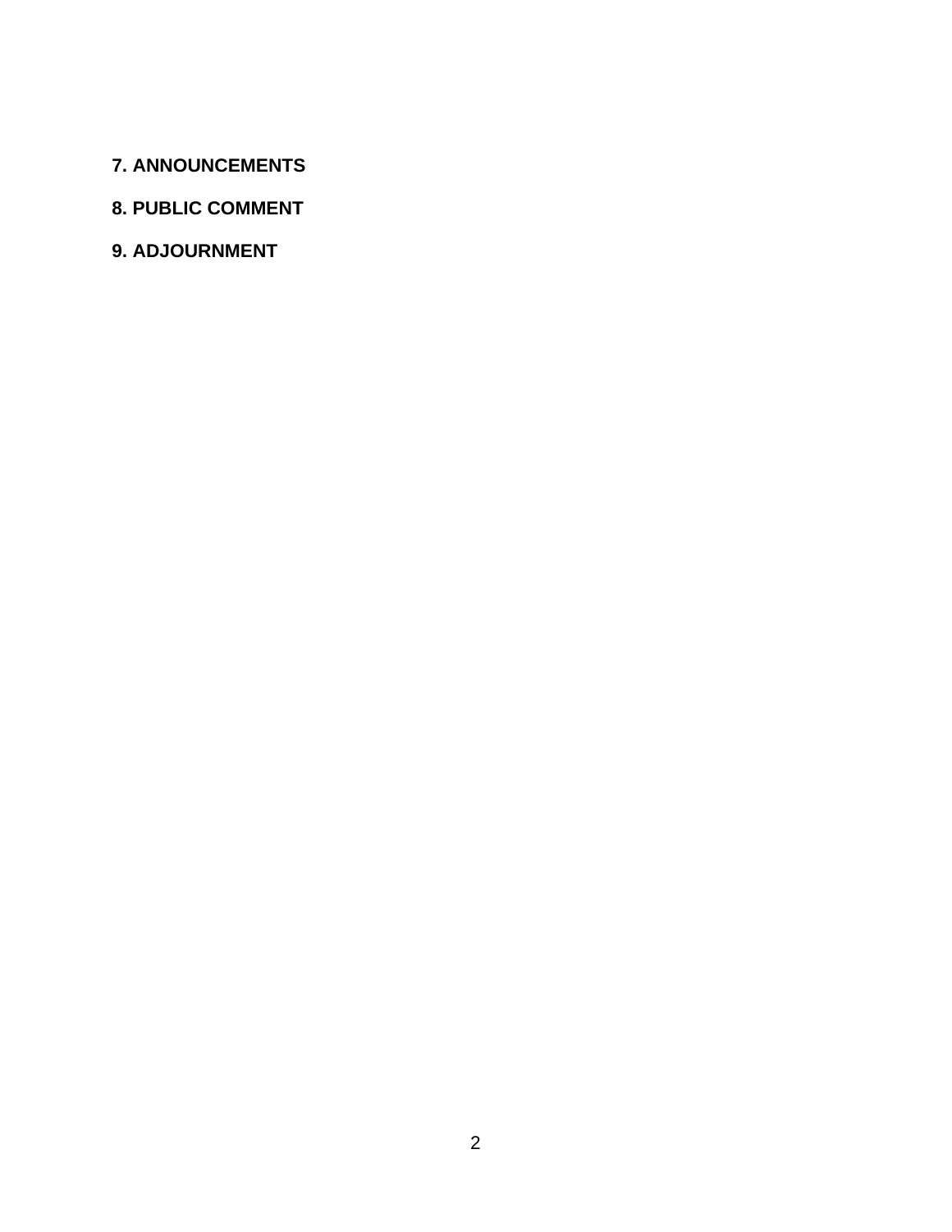**7. ANNOUNCEMENTS**

**8. PUBLIC COMMENT**

**9. ADJOURNMENT**